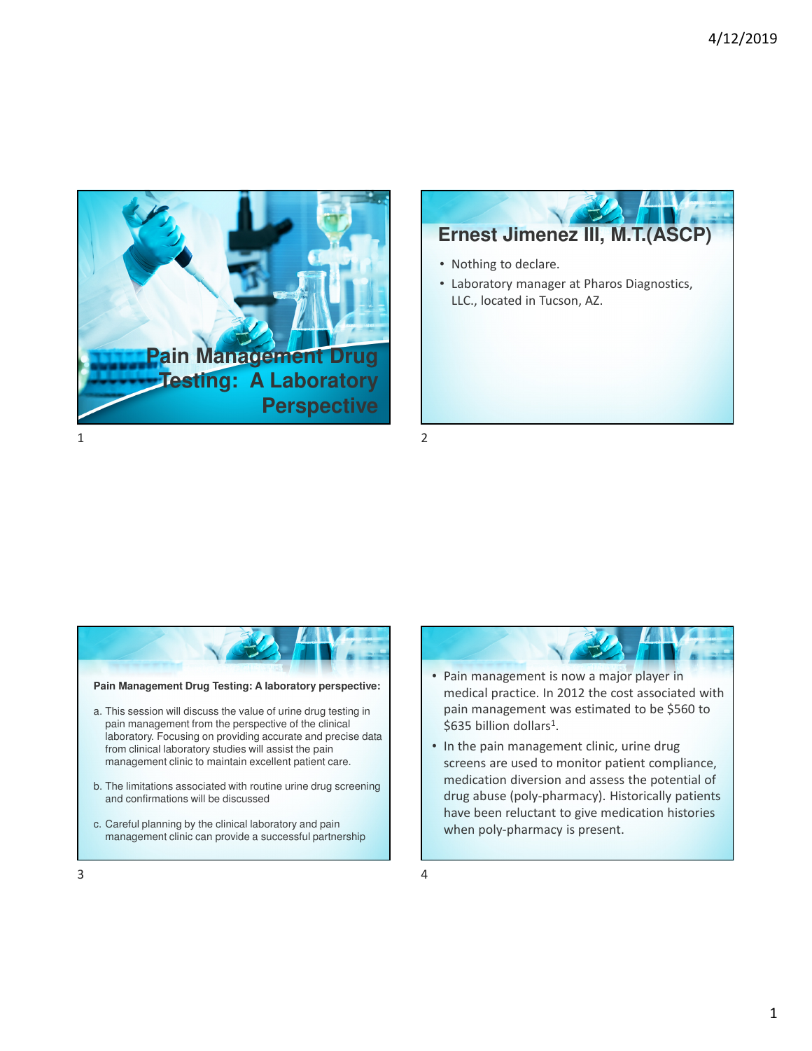# Pain Management Drug Testing: A Laboratory Perspective

## Ernest Jimenez III, M.T.(ASCP)

- Nothing to declare.
- Laboratory manager at Pharos Diagnostics, LLC., located in Tucson, AZ.

**Pain Management Drug Testing: A laboratory perspective:**

a. This session will discuss the value of urine drug testing in pain management from the perspective of the clinical laboratory. Focusing on providing accurate and precise data from clinical laboratory studies will assist the pain management clinic to maintain excellent patient care.

b. The limitations associated with routine urine drug screening and confirmations will be discussed

c. Careful planning by the clinical laboratory and pain management clinic can provide a successful partnership

- Pain management is now a major player in medical practice. In 2012 the cost associated with pain management was estimated to be $560 to $635 billion dollars[1].
- In the pain management clinic, urine drug screens are used to monitor patient compliance, medication diversion and assess the potential of drug abuse (poly-pharmacy). Historically patients have been reluctant to give medication histories when poly-pharmacy is present.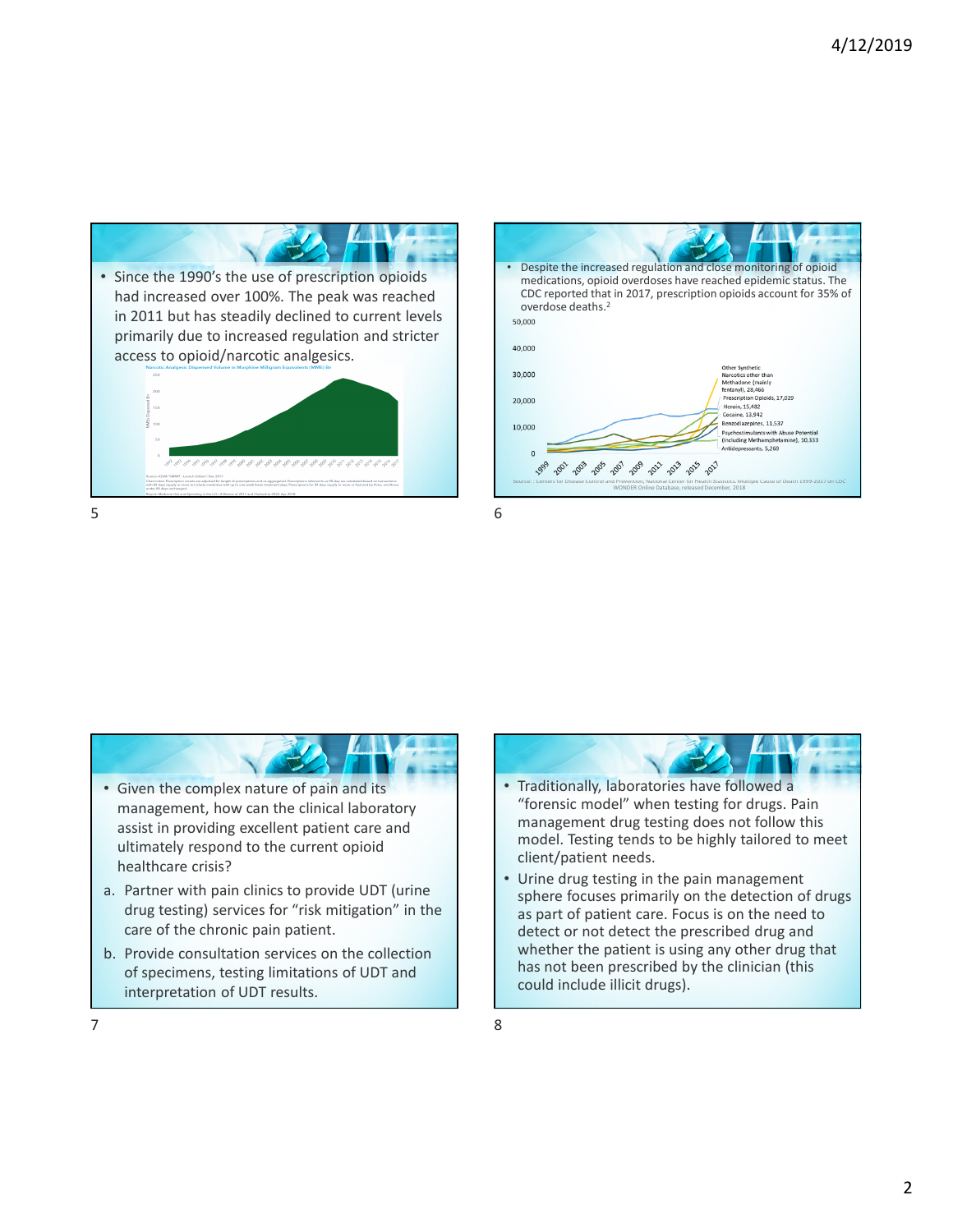- Since the 1990's the use of prescription opioids had increased over 100%. The peak was reached in 2011 but has steadily declined to current levels primarily due to increased regulation and stricter access to opioid/narcotic analgesics.

- Despite the increased regulation and close monitoring of opioid medications, opioid overdoses have reached epidemic status. The CDC reported that in 2017, prescription opioids account for 35% of overdose deaths.[2]

Source: Centers for Disease Control and Prevention, National Center for Health Statistics. Multiple Cause of Death 1999-2017 on CDC WONDER Online Database, released December, 2018

- Given the complex nature of pain and its management, how can the clinical laboratory assist in providing excellent patient care and ultimately respond to the current opioid healthcare crisis?

a. Partner with pain clinics to provide UDT (urine drug testing) services for "risk mitigation" in the care of the chronic pain patient.

b. Provide consultation services on the collection of specimens, testing limitations of UDT and interpretation of UDT results.

- Traditionally, laboratories have followed a "forensic model" when testing for drugs. Pain management drug testing does not follow this model. Testing tends to be highly tailored to meet client/patient needs.
- Urine drug testing in the pain management sphere focuses primarily on the detection of drugs as part of patient care. Focus is on the need to detect or not detect the prescribed drug and whether the patient is using any other drug that has not been prescribed by the clinician (this could include illicit drugs).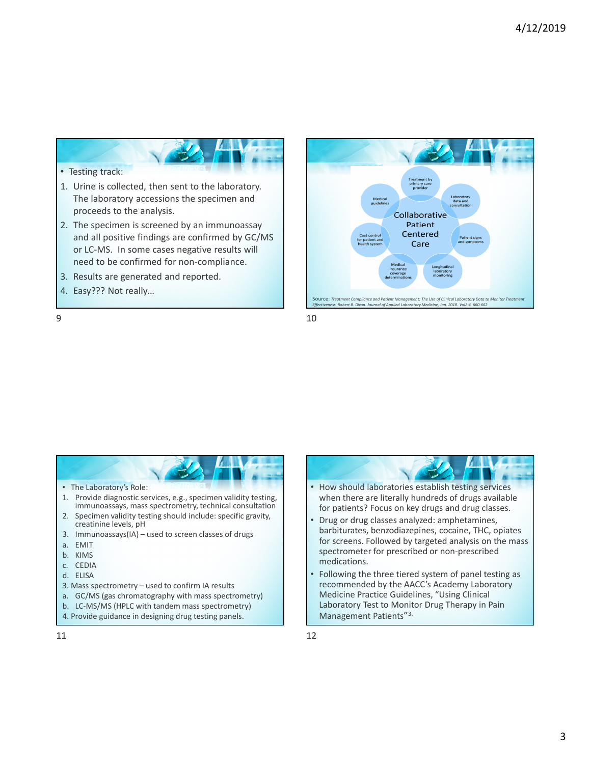- Testing track:

1. Urine is collected, then sent to the laboratory. The laboratory accessions the specimen and proceeds to the analysis.
2. The specimen is screened by an immunoassay and all positive findings are confirmed by GC/MS or LC-MS. In some cases negative results will need to be confirmed for non-compliance.
3. Results are generated and reported.
4. Easy??? Not really…

Collaborative Patient Centered Care

- Treatment by primary care provider
- Laboratory data and consultation
- Patient signs and symptoms
- Longitudinal laboratory monitoring
- Medical insurance coverage determinations
- Cost control for patient and health system
- Medical guidelines

Source: *Treatment Compliance and Patient Management: The Use of Clinical Laboratory Data to Monitor Treatment Effectiveness. Robert B. Dixon. Journal of Applied Laboratory Medicine, Jan. 2018. Vol2:4. 660-662*

- The Laboratory's Role:

1. Provide diagnostic services, e.g., specimen validity testing, immunoassays, mass spectrometry, technical consultation
2. Specimen validity testing should include: specific gravity, creatinine levels, pH
3. Immunoassays(IA) – used to screen classes of drugs
   a. EMIT
   b. KIMS
   c. CEDIA
   d. ELISA

3. Mass spectrometry – used to confirm IA results
   a. GC/MS (gas chromatography with mass spectrometry)
   b. LC-MS/MS (HPLC with tandem mass spectrometry)

4. Provide guidance in designing drug testing panels.

- How should laboratories establish testing services when there are literally hundreds of drugs available for patients? Focus on key drugs and drug classes.
- Drug or drug classes analyzed: amphetamines, barbiturates, benzodiazepines, cocaine, THC, opiates for screens. Followed by targeted analysis on the mass spectrometer for prescribed or non-prescribed medications.
- Following the three tiered system of panel testing as recommended by the AACC's Academy Laboratory Medicine Practice Guidelines, "Using Clinical Laboratory Test to Monitor Drug Therapy in Pain Management Patients"[3].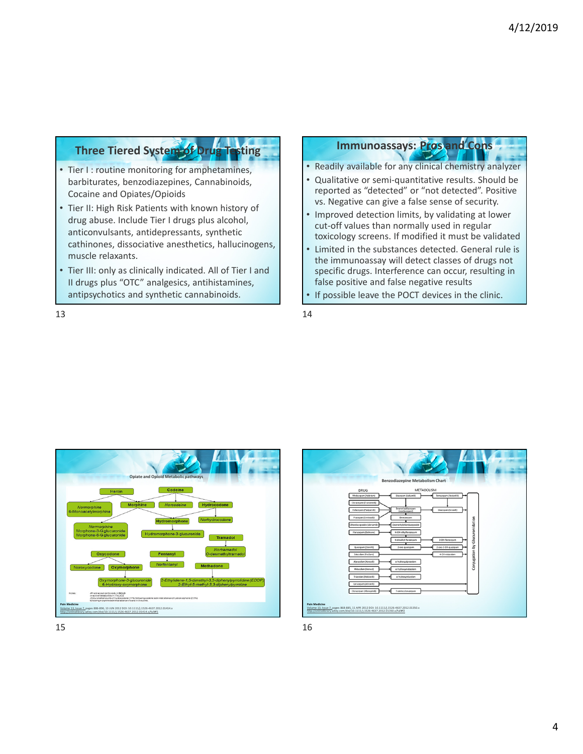## Three Tiered System of Drug Testing

- Tier I : routine monitoring for amphetamines, barbiturates, benzodiazepines, Cannabinoids, Cocaine and Opiates/Opioids
- Tier II: High Risk Patients with known history of drug abuse. Include Tier I drugs plus alcohol, anticonvulsants, antidepressants, synthetic cathinones, dissociative anesthetics, hallucinogens, muscle relaxants.
- Tier III: only as clinically indicated. All of Tier I and II drugs plus "OTC" analgesics, antihistamines, antipsychotics and synthetic cannabinoids.

## Immunoassays: Pros and Cons

- Readily available for any clinical chemistry analyzer
- Qualitative or semi-quantitative results. Should be reported as "detected" or "not detected". Positive vs. Negative can give a false sense of security.
- Improved detection limits, by validating at lower cut-off values than normally used in regular toxicology screens. If modified it must be validated
- Limited in the substances detected. General rule is the immunoassay will detect classes of drugs not specific drugs. Interference can occur, resulting in false positive and false negative results
- If possible leave the POCT devices in the clinic.

## Opiate and Opioid Metabolic pathways

Heroin → 6-Monoacetylmorphine → Morphine → Normorphine, Morphine-3-G glucuronide, Morphine-6-G glucuronide

Codeine → Morphine, Norcodeine, Hydrocodone

Hydrocodone → Hydromorphone, Norhydrocodone

Hydromorphone → Hydromorphone-3-glucuronide

Tramadol → Nortramadol, O-desmethyltramadol

Oxycodone → Noroxycodone, Oxymorphone → Oxymorphone-3-glucuronide, 6-Hydroxy-oxymorphone

Fentanyl → Norfentanyl

Methadone → 2-Ethylidene-1,5-dimethyl-3,3-diphenylpyrrolidine (EDDP), 2-Ethyl-5-methyl-3,3-diphenylpyrroline

Pain Medicine
Volume 13, Issue 7, pages 886-896, 13 JUN 2012 DOI: 10.1111/j.1526-4637.2012.01414.x
http://onlinelibrary.wiley.com/doi/10.1111/j.1526-4637.2012.01414.x/full#f1

## Benzodiazepine Metabolism Chart

| DRUG | METABOLISM | |
|---|---|---|
| Medazepam (Nobrium) | Diazepam (Valium®) | Temazepam (Restoril®) |
| Clorazepate (Tranxene®) | Desmethyldiazepam (nordiazepam) | Oxazepam (Serax®) |
| Halazepam (Paxipam®) | | |
| Prazepam (Centrax®) | | |
| Chlordiazepoxide (Librium®) | Demethylchlordiazepoxide | |
| Flurazepam (Dalmane) | N-OH-ethylflurazepam | |
| | N-desalkyl-flurazepam | 3-OH-flurazepam |
| Quazepam (Doral®) | 2-oxo-quazepam | 2-oxo-3-OH-quazepam |
| Estazolam (ProSom) | | 4-OH-estazolam |
| Alprazolam (Xanax®) | α-hydroxyalprazolam | |
| Midazolam (Versed) | α-hydroxymidazolam | |
| Triazolam (Halcion®) | α-hydroxytriazolam | |
| Lorazepam (Ativan®) | | |
| Clonazepam (Klonopin®) | 7-aminoclonazepam | |

Conjugation by Glucuronidation

Pain Medicine
Volume 13, Issue 7, pages 868-885, 11 APR 2012 DOI: 10.1111/j.1526-4637.2012.01350.x
http://onlinelibrary.wiley.com/doi/10.1111/j.1526-4637.2012.01350.x/full#f2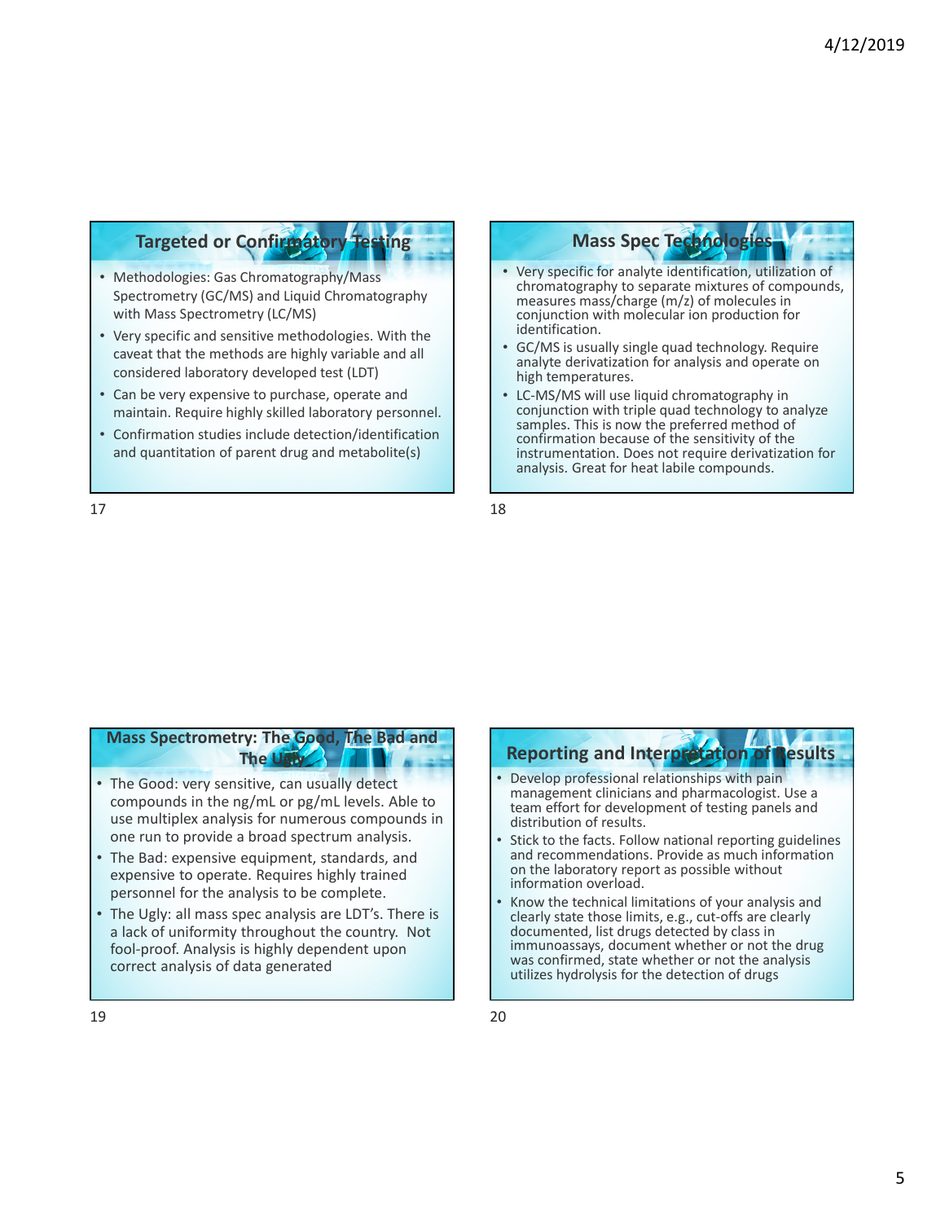## Targeted or Confirmatory Testing

- Methodologies: Gas Chromatography/Mass Spectrometry (GC/MS) and Liquid Chromatography with Mass Spectrometry (LC/MS)
- Very specific and sensitive methodologies. With the caveat that the methods are highly variable and all considered laboratory developed test (LDT)
- Can be very expensive to purchase, operate and maintain. Require highly skilled laboratory personnel.
- Confirmation studies include detection/identification and quantitation of parent drug and metabolite(s)

## Mass Spec Technologies

- Very specific for analyte identification, utilization of chromatography to separate mixtures of compounds, measures mass/charge (m/z) of molecules in conjunction with molecular ion production for identification.
- GC/MS is usually single quad technology. Require analyte derivatization for analysis and operate on high temperatures.
- LC-MS/MS will use liquid chromatography in conjunction with triple quad technology to analyze samples. This is now the preferred method of confirmation because of the sensitivity of the instrumentation. Does not require derivatization for analysis. Great for heat labile compounds.

## Mass Spectrometry: The Good, The Bad and The Ugly

- The Good: very sensitive, can usually detect compounds in the ng/mL or pg/mL levels. Able to use multiplex analysis for numerous compounds in one run to provide a broad spectrum analysis.
- The Bad: expensive equipment, standards, and expensive to operate. Requires highly trained personnel for the analysis to be complete.
- The Ugly: all mass spec analysis are LDT's. There is a lack of uniformity throughout the country. Not fool-proof. Analysis is highly dependent upon correct analysis of data generated

## Reporting and Interpretation of Results

- Develop professional relationships with pain management clinicians and pharmacologist. Use a team effort for development of testing panels and distribution of results.
- Stick to the facts. Follow national reporting guidelines and recommendations. Provide as much information on the laboratory report as possible without information overload.
- Know the technical limitations of your analysis and clearly state those limits, e.g., cut-offs are clearly documented, list drugs detected by class in immunoassays, document whether or not the drug was confirmed, state whether or not the analysis utilizes hydrolysis for the detection of drugs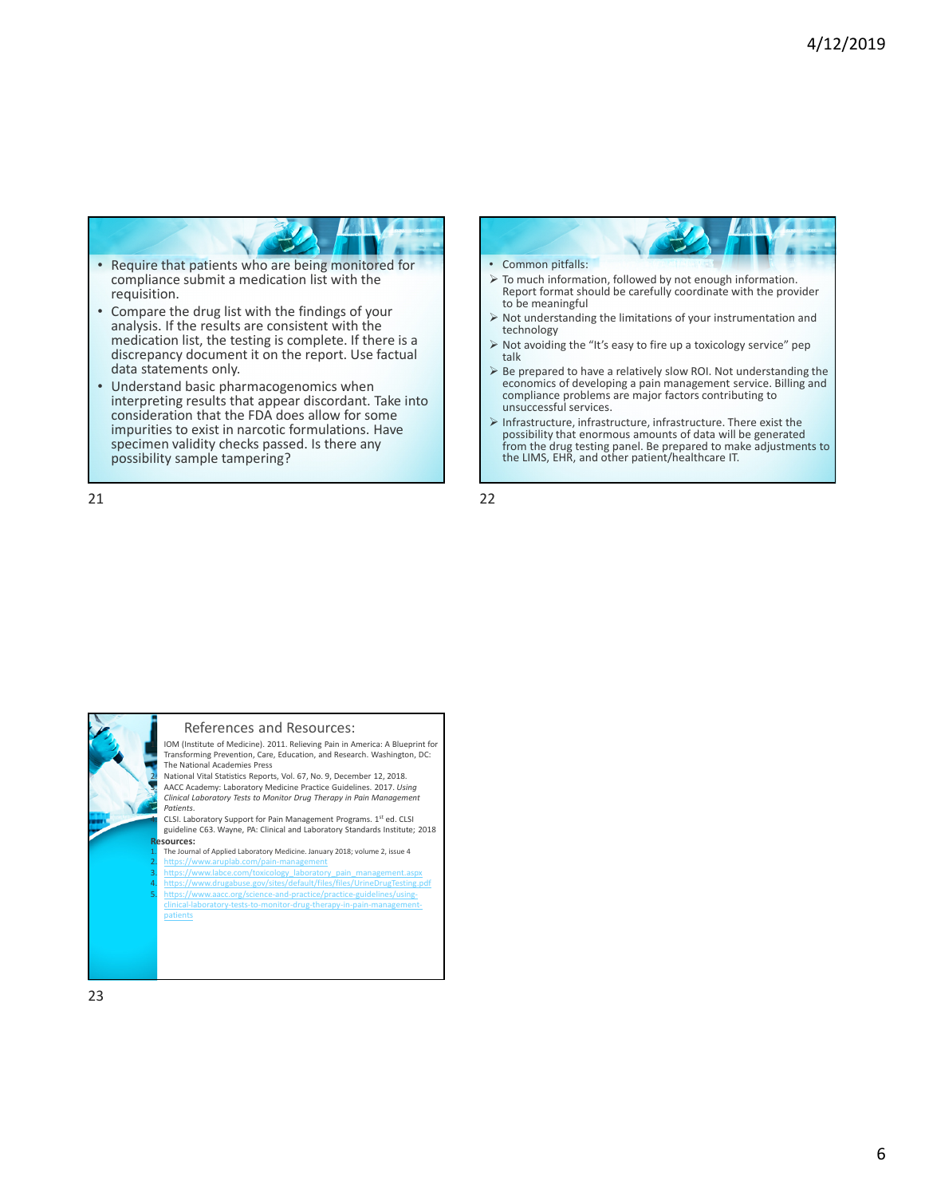- Require that patients who are being monitored for compliance submit a medication list with the requisition.
- Compare the drug list with the findings of your analysis. If the results are consistent with the medication list, the testing is complete. If there is a discrepancy document it on the report. Use factual data statements only.
- Understand basic pharmacogenomics when interpreting results that appear discordant. Take into consideration that the FDA does allow for some impurities to exist in narcotic formulations. Have specimen validity checks passed. Is there any possibility sample tampering?

- Common pitfalls:
  - To much information, followed by not enough information. Report format should be carefully coordinate with the provider to be meaningful
  - Not understanding the limitations of your instrumentation and technology
  - Not avoiding the "It's easy to fire up a toxicology service" pep talk
  - Be prepared to have a relatively slow ROI. Not understanding the economics of developing a pain management service. Billing and compliance problems are major factors contributing to unsuccessful services.
  - Infrastructure, infrastructure, infrastructure. There exist the possibility that enormous amounts of data will be generated from the drug testing panel. Be prepared to make adjustments to the LIMS, EHR, and other patient/healthcare IT.

## References and Resources:

1. IOM (Institute of Medicine). 2011. Relieving Pain in America: A Blueprint for Transforming Prevention, Care, Education, and Research. Washington, DC: The National Academies Press
2. National Vital Statistics Reports, Vol. 67, No. 9, December 12, 2018.
3. AACC Academy: Laboratory Medicine Practice Guidelines. 2017. *Using Clinical Laboratory Tests to Monitor Drug Therapy in Pain Management Patients.*
4. CLSI. Laboratory Support for Pain Management Programs. 1st ed. CLSI guideline C63. Wayne, PA: Clinical and Laboratory Standards Institute; 2018

**Resources:**

1. The Journal of Applied Laboratory Medicine. January 2018; volume 2, issue 4
2. https://www.aruplab.com/pain-management
3. https://www.labce.com/toxicology_laboratory_pain_management.aspx
4. https://www.drugabuse.gov/sites/default/files/files/UrineDrugTesting.pdf
5. https://www.aacc.org/science-and-practice/practice-guidelines/using-clinical-laboratory-tests-to-monitor-drug-therapy-in-pain-management-patients